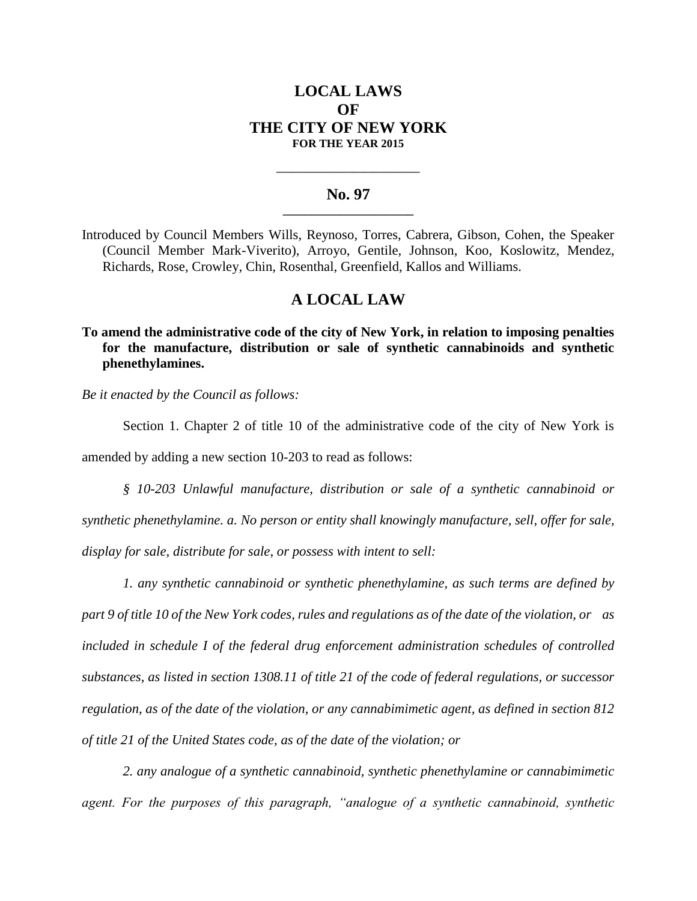# LOCAL LAWS
# OF
# THE CITY OF NEW YORK
**FOR THE YEAR 2015**

---

## No. 97

---

Introduced by Council Members Wills, Reynoso, Torres, Cabrera, Gibson, Cohen, the Speaker (Council Member Mark-Viverito), Arroyo, Gentile, Johnson, Koo, Koslowitz, Mendez, Richards, Rose, Crowley, Chin, Rosenthal, Greenfield, Kallos and Williams.

## A LOCAL LAW

**To amend the administrative code of the city of New York, in relation to imposing penalties for the manufacture, distribution or sale of synthetic cannabinoids and synthetic phenethylamines.**

*Be it enacted by the Council as follows:*

Section 1. Chapter 2 of title 10 of the administrative code of the city of New York is amended by adding a new section 10-203 to read as follows:

*§ 10-203 Unlawful manufacture, distribution or sale of a synthetic cannabinoid or synthetic phenethylamine. a. No person or entity shall knowingly manufacture, sell, offer for sale, display for sale, distribute for sale, or possess with intent to sell:*

*1. any synthetic cannabinoid or synthetic phenethylamine, as such terms are defined by part 9 of title 10 of the New York codes, rules and regulations as of the date of the violation, or as included in schedule I of the federal drug enforcement administration schedules of controlled substances, as listed in section 1308.11 of title 21 of the code of federal regulations, or successor regulation, as of the date of the violation, or any cannabimimetic agent, as defined in section 812 of title 21 of the United States code, as of the date of the violation; or*

*2. any analogue of a synthetic cannabinoid, synthetic phenethylamine or cannabimimetic agent. For the purposes of this paragraph, "analogue of a synthetic cannabinoid, synthetic*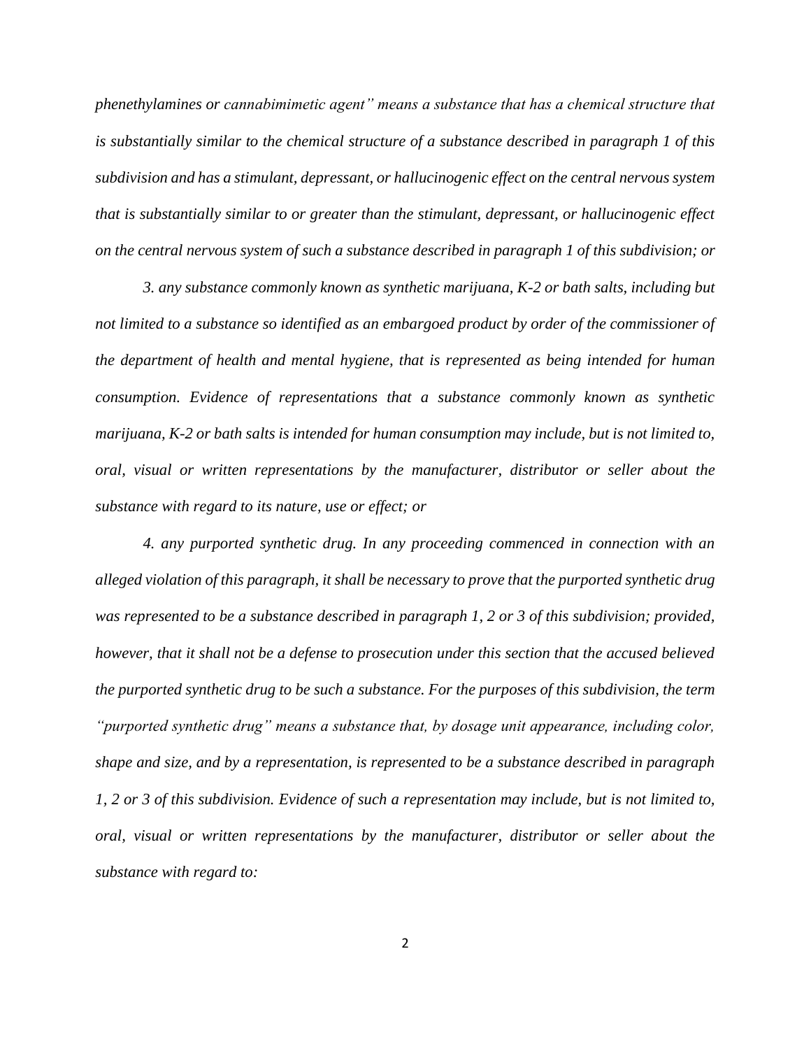*phenethylamines or cannabimimetic agent" means a substance that has a chemical structure that is substantially similar to the chemical structure of a substance described in paragraph 1 of this subdivision and has a stimulant, depressant, or hallucinogenic effect on the central nervous system that is substantially similar to or greater than the stimulant, depressant, or hallucinogenic effect on the central nervous system of such a substance described in paragraph 1 of this subdivision; or*

*3. any substance commonly known as synthetic marijuana, K-2 or bath salts, including but not limited to a substance so identified as an embargoed product by order of the commissioner of the department of health and mental hygiene, that is represented as being intended for human consumption. Evidence of representations that a substance commonly known as synthetic marijuana, K-2 or bath salts is intended for human consumption may include, but is not limited to, oral, visual or written representations by the manufacturer, distributor or seller about the substance with regard to its nature, use or effect; or*

*4. any purported synthetic drug. In any proceeding commenced in connection with an alleged violation of this paragraph, it shall be necessary to prove that the purported synthetic drug was represented to be a substance described in paragraph 1, 2 or 3 of this subdivision; provided, however, that it shall not be a defense to prosecution under this section that the accused believed the purported synthetic drug to be such a substance. For the purposes of this subdivision, the term "purported synthetic drug" means a substance that, by dosage unit appearance, including color, shape and size, and by a representation, is represented to be a substance described in paragraph 1, 2 or 3 of this subdivision. Evidence of such a representation may include, but is not limited to, oral, visual or written representations by the manufacturer, distributor or seller about the substance with regard to:*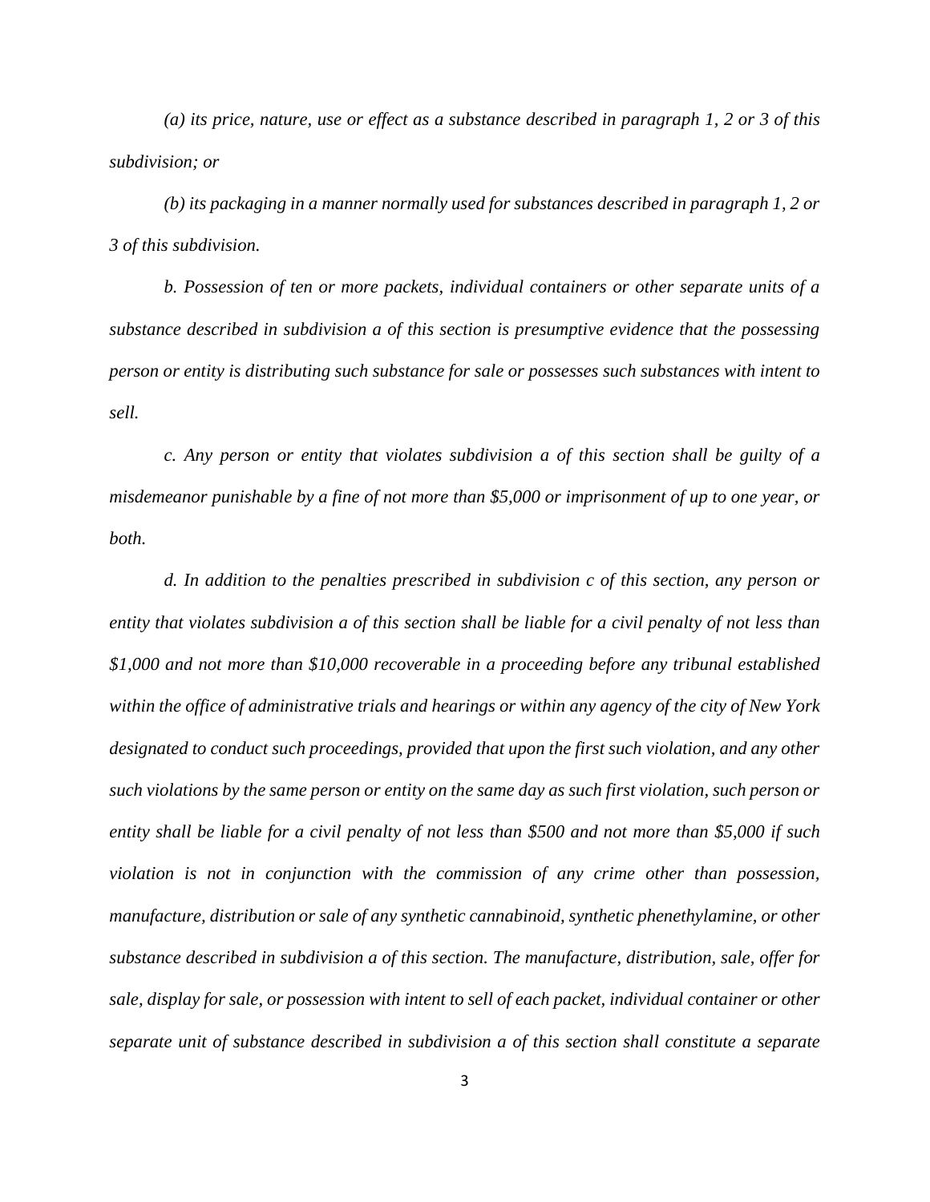*(a) its price, nature, use or effect as a substance described in paragraph 1, 2 or 3 of this subdivision; or*

*(b) its packaging in a manner normally used for substances described in paragraph 1, 2 or 3 of this subdivision.*

*b. Possession of ten or more packets, individual containers or other separate units of a substance described in subdivision a of this section is presumptive evidence that the possessing person or entity is distributing such substance for sale or possesses such substances with intent to sell.*

*c. Any person or entity that violates subdivision a of this section shall be guilty of a misdemeanor punishable by a fine of not more than $5,000 or imprisonment of up to one year, or both.*

*d. In addition to the penalties prescribed in subdivision c of this section, any person or entity that violates subdivision a of this section shall be liable for a civil penalty of not less than $1,000 and not more than $10,000 recoverable in a proceeding before any tribunal established within the office of administrative trials and hearings or within any agency of the city of New York designated to conduct such proceedings, provided that upon the first such violation, and any other such violations by the same person or entity on the same day as such first violation, such person or entity shall be liable for a civil penalty of not less than $500 and not more than $5,000 if such violation is not in conjunction with the commission of any crime other than possession, manufacture, distribution or sale of any synthetic cannabinoid, synthetic phenethylamine, or other substance described in subdivision a of this section. The manufacture, distribution, sale, offer for sale, display for sale, or possession with intent to sell of each packet, individual container or other separate unit of substance described in subdivision a of this section shall constitute a separate*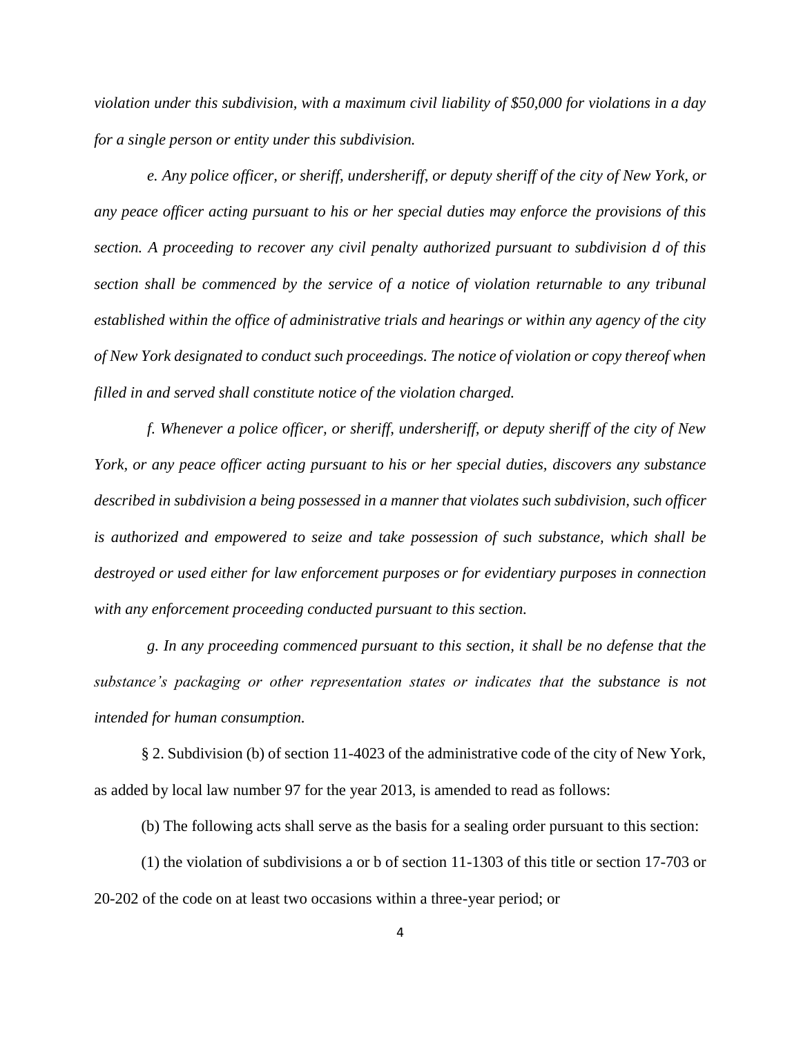*violation under this subdivision, with a maximum civil liability of $50,000 for violations in a day for a single person or entity under this subdivision.*

*e. Any police officer, or sheriff, undersheriff, or deputy sheriff of the city of New York, or any peace officer acting pursuant to his or her special duties may enforce the provisions of this section. A proceeding to recover any civil penalty authorized pursuant to subdivision d of this section shall be commenced by the service of a notice of violation returnable to any tribunal established within the office of administrative trials and hearings or within any agency of the city of New York designated to conduct such proceedings. The notice of violation or copy thereof when filled in and served shall constitute notice of the violation charged.*

*f. Whenever a police officer, or sheriff, undersheriff, or deputy sheriff of the city of New York, or any peace officer acting pursuant to his or her special duties, discovers any substance described in subdivision a being possessed in a manner that violates such subdivision, such officer is authorized and empowered to seize and take possession of such substance, which shall be destroyed or used either for law enforcement purposes or for evidentiary purposes in connection with any enforcement proceeding conducted pursuant to this section.*

*g. In any proceeding commenced pursuant to this section, it shall be no defense that the substance's packaging or other representation states or indicates that the substance is not intended for human consumption.*

§ 2. Subdivision (b) of section 11-4023 of the administrative code of the city of New York, as added by local law number 97 for the year 2013, is amended to read as follows:

(b) The following acts shall serve as the basis for a sealing order pursuant to this section:

(1) the violation of subdivisions a or b of section 11-1303 of this title or section 17-703 or 20-202 of the code on at least two occasions within a three-year period; or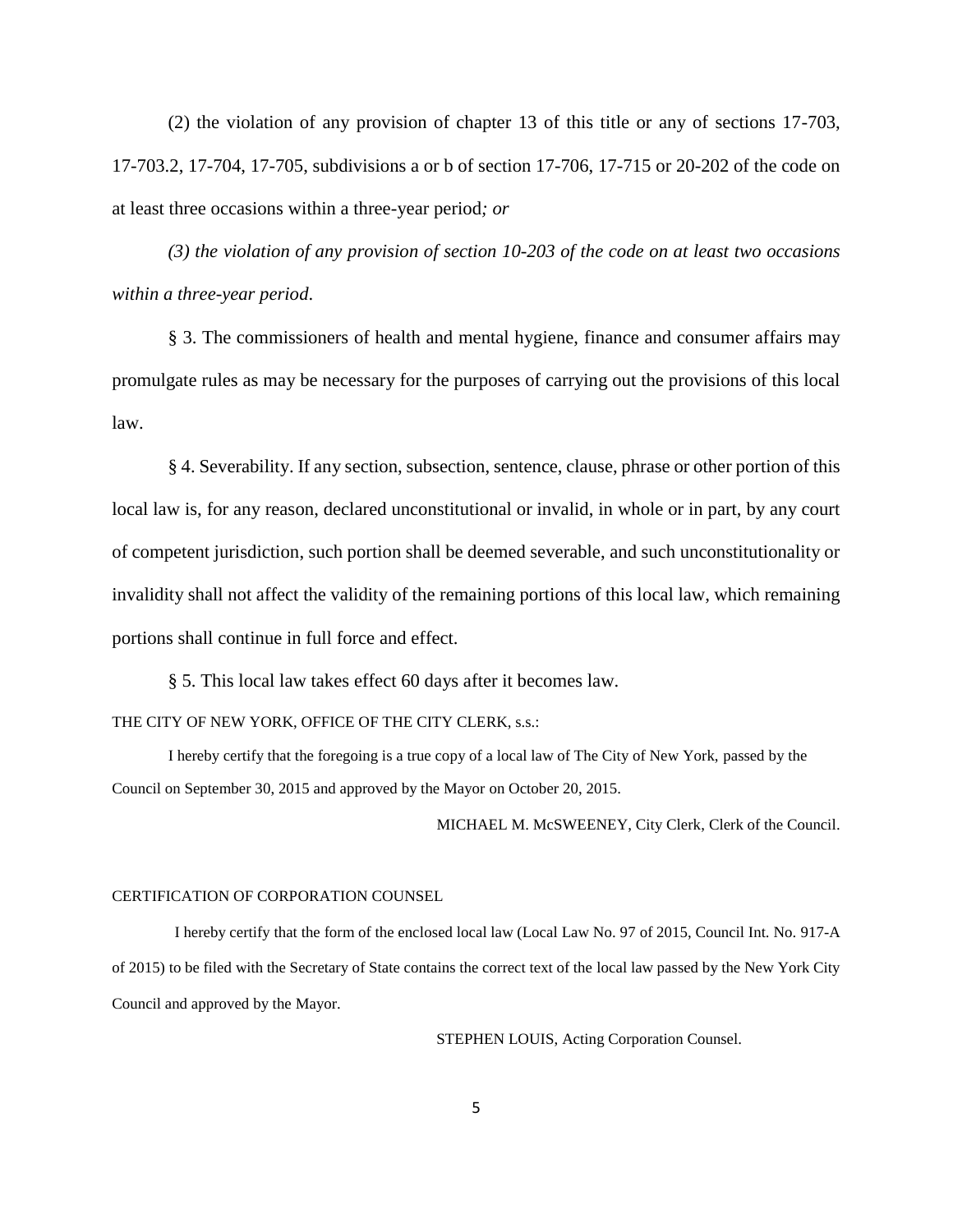(2) the violation of any provision of chapter 13 of this title or any of sections 17-703, 17-703.2, 17-704, 17-705, subdivisions a or b of section 17-706, 17-715 or 20-202 of the code on at least three occasions within a three-year period*; or*

*(3) the violation of any provision of section 10-203 of the code on at least two occasions within a three-year period.*

§ 3. The commissioners of health and mental hygiene, finance and consumer affairs may promulgate rules as may be necessary for the purposes of carrying out the provisions of this local law.

§ 4. Severability. If any section, subsection, sentence, clause, phrase or other portion of this local law is, for any reason, declared unconstitutional or invalid, in whole or in part, by any court of competent jurisdiction, such portion shall be deemed severable, and such unconstitutionality or invalidity shall not affect the validity of the remaining portions of this local law, which remaining portions shall continue in full force and effect.

§ 5. This local law takes effect 60 days after it becomes law.

THE CITY OF NEW YORK, OFFICE OF THE CITY CLERK, s.s.:

I hereby certify that the foregoing is a true copy of a local law of The City of New York, passed by the Council on September 30, 2015 and approved by the Mayor on October 20, 2015.

MICHAEL M. McSWEENEY, City Clerk, Clerk of the Council.

CERTIFICATION OF CORPORATION COUNSEL

I hereby certify that the form of the enclosed local law (Local Law No. 97 of 2015, Council Int. No. 917-A of 2015) to be filed with the Secretary of State contains the correct text of the local law passed by the New York City Council and approved by the Mayor.

STEPHEN LOUIS, Acting Corporation Counsel.